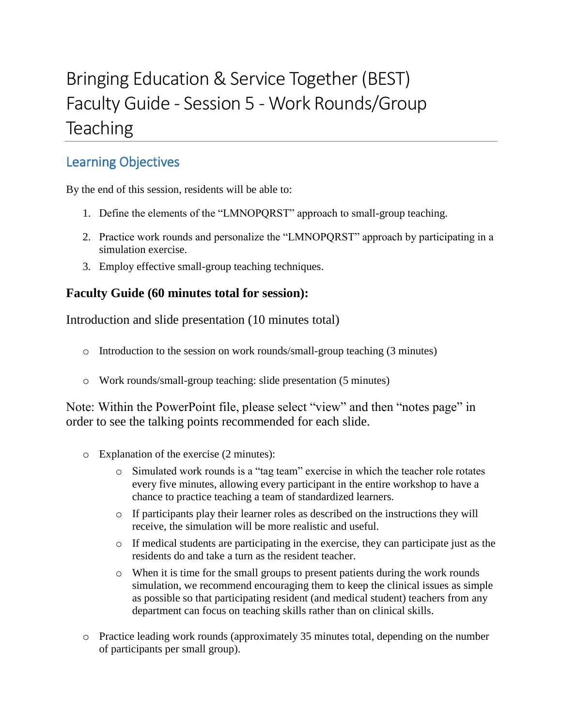# Bringing Education & Service Together (BEST) Faculty Guide - Session 5 - Work Rounds/Group Teaching

## Learning Objectives

By the end of this session, residents will be able to:

1. Define the elements of the "LMNOPQRST" approach to small-group teaching.
2. Practice work rounds and personalize the "LMNOPQRST" approach by participating in a simulation exercise.
3. Employ effective small-group teaching techniques.

### Faculty Guide (60 minutes total for session):

Introduction and slide presentation (10 minutes total)

- Introduction to the session on work rounds/small-group teaching (3 minutes)
- Work rounds/small-group teaching: slide presentation (5 minutes)

Note: Within the PowerPoint file, please select "view" and then "notes page" in order to see the talking points recommended for each slide.

- Explanation of the exercise (2 minutes):
  - Simulated work rounds is a "tag team" exercise in which the teacher role rotates every five minutes, allowing every participant in the entire workshop to have a chance to practice teaching a team of standardized learners.
  - If participants play their learner roles as described on the instructions they will receive, the simulation will be more realistic and useful.
  - If medical students are participating in the exercise, they can participate just as the residents do and take a turn as the resident teacher.
  - When it is time for the small groups to present patients during the work rounds simulation, we recommend encouraging them to keep the clinical issues as simple as possible so that participating resident (and medical student) teachers from any department can focus on teaching skills rather than on clinical skills.
- Practice leading work rounds (approximately 35 minutes total, depending on the number of participants per small group).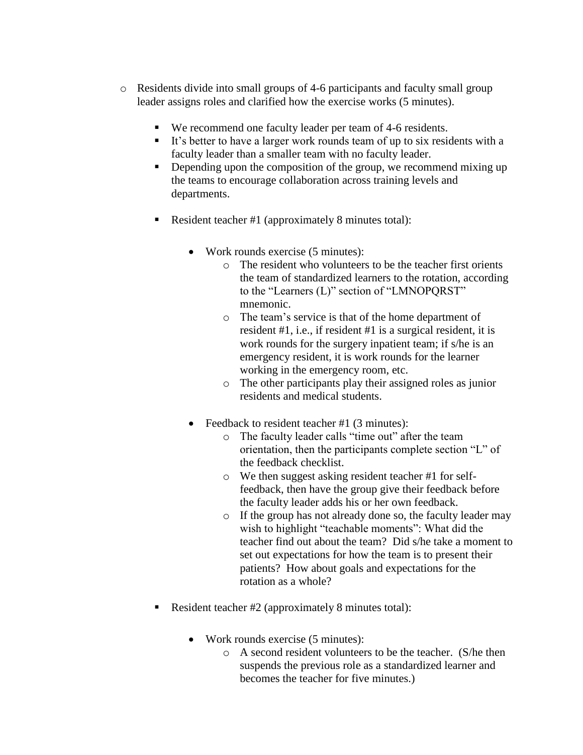- Residents divide into small groups of 4-6 participants and faculty small group leader assigns roles and clarified how the exercise works (5 minutes).

  - We recommend one faculty leader per team of 4-6 residents.
  - It's better to have a larger work rounds team of up to six residents with a faculty leader than a smaller team with no faculty leader.
  - Depending upon the composition of the group, we recommend mixing up the teams to encourage collaboration across training levels and departments.

  - Resident teacher #1 (approximately 8 minutes total):

    - Work rounds exercise (5 minutes):
      - The resident who volunteers to be the teacher first orients the team of standardized learners to the rotation, according to the "Learners (L)" section of "LMNOPQRST" mnemonic.
      - The team's service is that of the home department of resident #1, i.e., if resident #1 is a surgical resident, it is work rounds for the surgery inpatient team; if s/he is an emergency resident, it is work rounds for the learner working in the emergency room, etc.
      - The other participants play their assigned roles as junior residents and medical students.

    - Feedback to resident teacher #1 (3 minutes):
      - The faculty leader calls "time out" after the team orientation, then the participants complete section "L" of the feedback checklist.
      - We then suggest asking resident teacher #1 for self-feedback, then have the group give their feedback before the faculty leader adds his or her own feedback.
      - If the group has not already done so, the faculty leader may wish to highlight "teachable moments": What did the teacher find out about the team? Did s/he take a moment to set out expectations for how the team is to present their patients? How about goals and expectations for the rotation as a whole?

  - Resident teacher #2 (approximately 8 minutes total):

    - Work rounds exercise (5 minutes):
      - A second resident volunteers to be the teacher. (S/he then suspends the previous role as a standardized learner and becomes the teacher for five minutes.)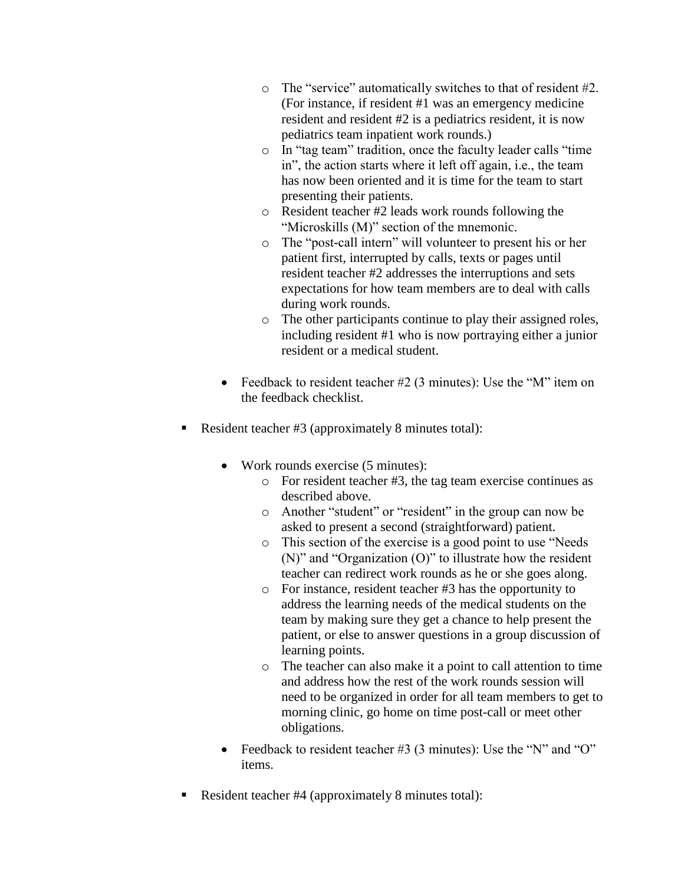- The "service" automatically switches to that of resident #2. (For instance, if resident #1 was an emergency medicine resident and resident #2 is a pediatrics resident, it is now pediatrics team inpatient work rounds.)
        - In "tag team" tradition, once the faculty leader calls "time in", the action starts where it left off again, i.e., the team has now been oriented and it is time for the team to start presenting their patients.
        - Resident teacher #2 leads work rounds following the "Microskills (M)" section of the mnemonic.
        - The "post-call intern" will volunteer to present his or her patient first, interrupted by calls, texts or pages until resident teacher #2 addresses the interruptions and sets expectations for how team members are to deal with calls during work rounds.
        - The other participants continue to play their assigned roles, including resident #1 who is now portraying either a junior resident or a medical student.
    - Feedback to resident teacher #2 (3 minutes): Use the "M" item on the feedback checklist.

- Resident teacher #3 (approximately 8 minutes total):

    - Work rounds exercise (5 minutes):
        - For resident teacher #3, the tag team exercise continues as described above.
        - Another "student" or "resident" in the group can now be asked to present a second (straightforward) patient.
        - This section of the exercise is a good point to use "Needs (N)" and "Organization (O)" to illustrate how the resident teacher can redirect work rounds as he or she goes along.
        - For instance, resident teacher #3 has the opportunity to address the learning needs of the medical students on the team by making sure they get a chance to help present the patient, or else to answer questions in a group discussion of learning points.
        - The teacher can also make it a point to call attention to time and address how the rest of the work rounds session will need to be organized in order for all team members to get to morning clinic, go home on time post-call or meet other obligations.
    - Feedback to resident teacher #3 (3 minutes): Use the "N" and "O" items.

- Resident teacher #4 (approximately 8 minutes total):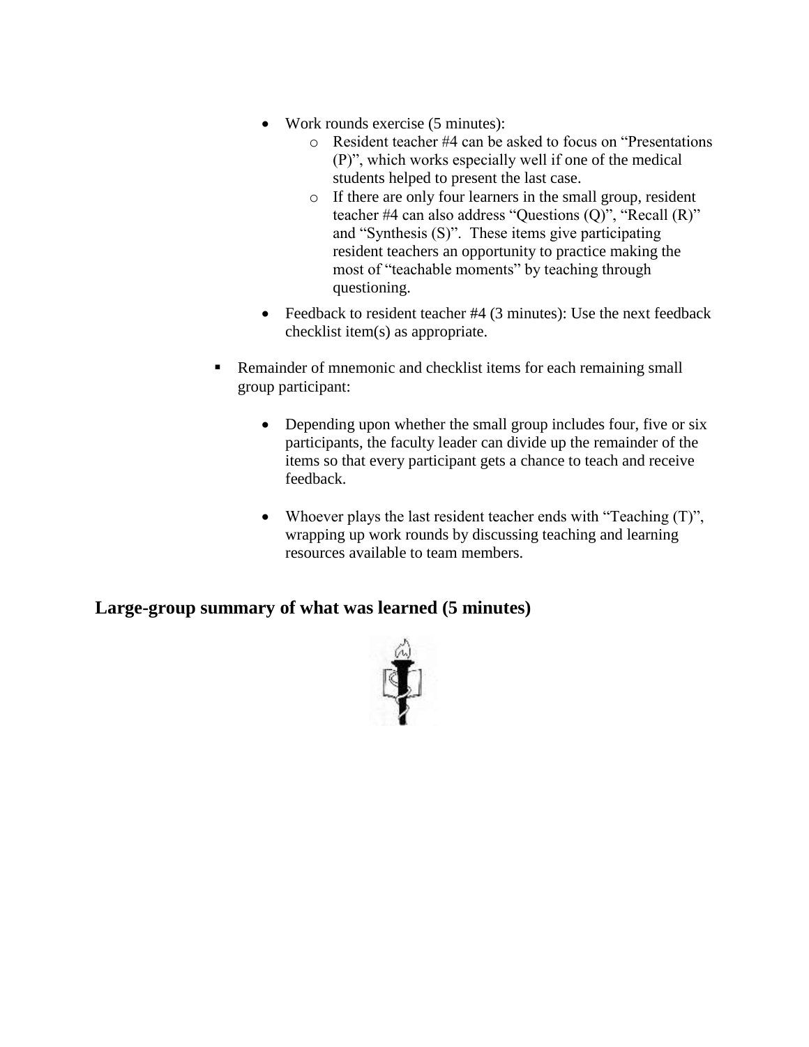- Work rounds exercise (5 minutes):
  - Resident teacher #4 can be asked to focus on "Presentations (P)", which works especially well if one of the medical students helped to present the last case.
  - If there are only four learners in the small group, resident teacher #4 can also address "Questions (Q)", "Recall (R)" and "Synthesis (S)". These items give participating resident teachers an opportunity to practice making the most of "teachable moments" by teaching through questioning.
- Feedback to resident teacher #4 (3 minutes): Use the next feedback checklist item(s) as appropriate.

▪ Remainder of mnemonic and checklist items for each remaining small group participant:

  - Depending upon whether the small group includes four, five or six participants, the faculty leader can divide up the remainder of the items so that every participant gets a chance to teach and receive feedback.

  - Whoever plays the last resident teacher ends with "Teaching (T)", wrapping up work rounds by discussing teaching and learning resources available to team members.

## Large-group summary of what was learned (5 minutes)